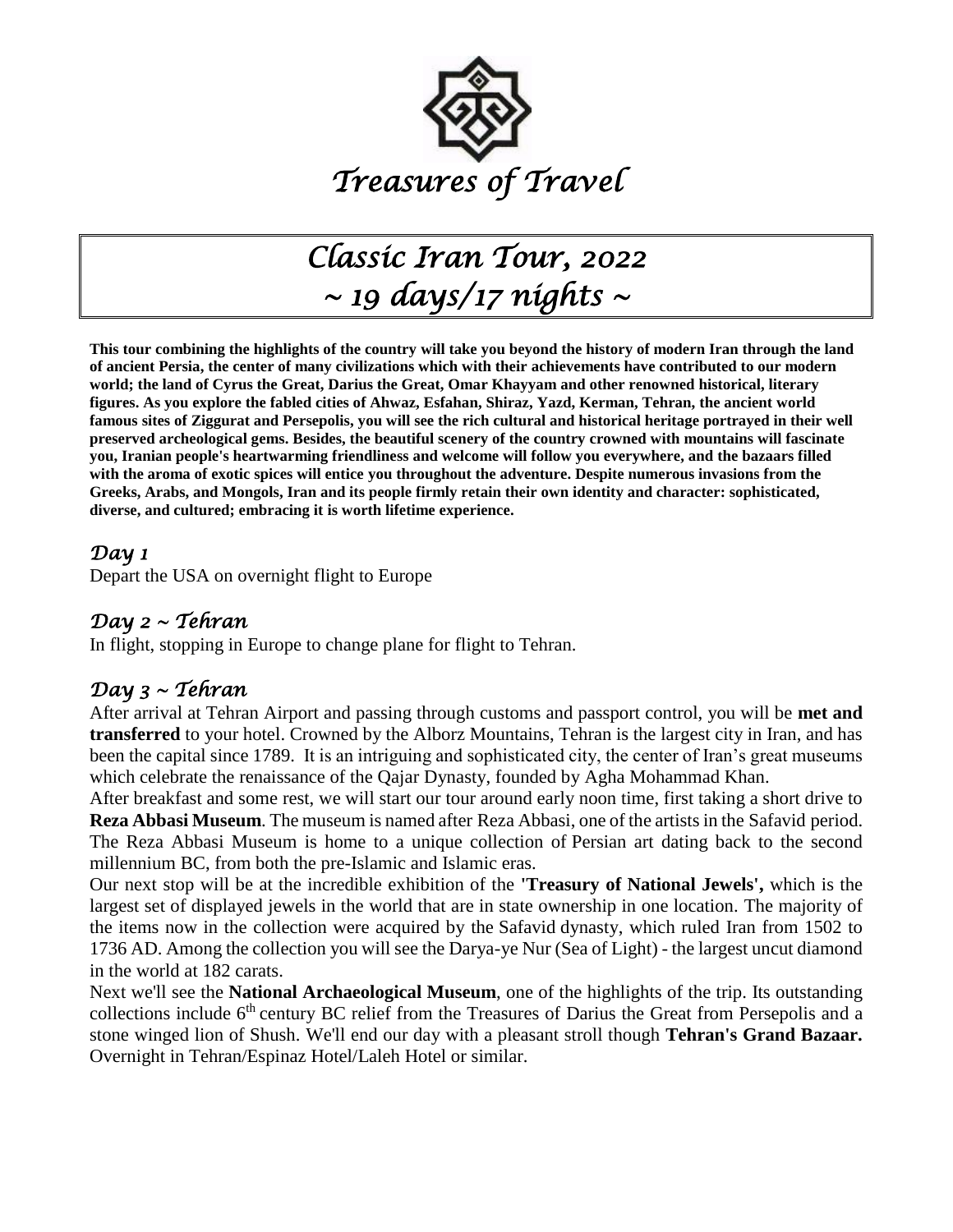# Treasures of Travel

# Classic Iran Tour, 2022
## ~ 19 days/17 nights ~

**This tour combining the highlights of the country will take you beyond the history of modern Iran through the land of ancient Persia, the center of many civilizations which with their achievements have contributed to our modern world; the land of Cyrus the Great, Darius the Great, Omar Khayyam and other renowned historical, literary figures. As you explore the fabled cities of Ahwaz, Esfahan, Shiraz, Yazd, Kerman, Tehran, the ancient world famous sites of Ziggurat and Persepolis, you will see the rich cultural and historical heritage portrayed in their well preserved archeological gems. Besides, the beautiful scenery of the country crowned with mountains will fascinate you, Iranian people's heartwarming friendliness and welcome will follow you everywhere, and the bazaars filled with the aroma of exotic spices will entice you throughout the adventure. Despite numerous invasions from the Greeks, Arabs, and Mongols, Iran and its people firmly retain their own identity and character: sophisticated, diverse, and cultured; embracing it is worth lifetime experience.**

### Day 1

Depart the USA on overnight flight to Europe

### Day 2 ~ Tehran

In flight, stopping in Europe to change plane for flight to Tehran.

### Day 3 ~ Tehran

After arrival at Tehran Airport and passing through customs and passport control, you will be **met and transferred** to your hotel. Crowned by the Alborz Mountains, Tehran is the largest city in Iran, and has been the capital since 1789. It is an intriguing and sophisticated city, the center of Iran's great museums which celebrate the renaissance of the Qajar Dynasty, founded by Agha Mohammad Khan.

After breakfast and some rest, we will start our tour around early noon time, first taking a short drive to **Reza Abbasi Museum**. The museum is named after Reza Abbasi, one of the artists in the Safavid period. The Reza Abbasi Museum is home to a unique collection of Persian art dating back to the second millennium BC, from both the pre-Islamic and Islamic eras.

Our next stop will be at the incredible exhibition of the **'Treasury of National Jewels',** which is the largest set of displayed jewels in the world that are in state ownership in one location. The majority of the items now in the collection were acquired by the Safavid dynasty, which ruled Iran from 1502 to 1736 AD. Among the collection you will see the Darya-ye Nur (Sea of Light) - the largest uncut diamond in the world at 182 carats.

Next we'll see the **National Archaeological Museum**, one of the highlights of the trip. Its outstanding collections include 6th century BC relief from the Treasures of Darius the Great from Persepolis and a stone winged lion of Shush. We'll end our day with a pleasant stroll though **Tehran's Grand Bazaar.** Overnight in Tehran/Espinaz Hotel/Laleh Hotel or similar.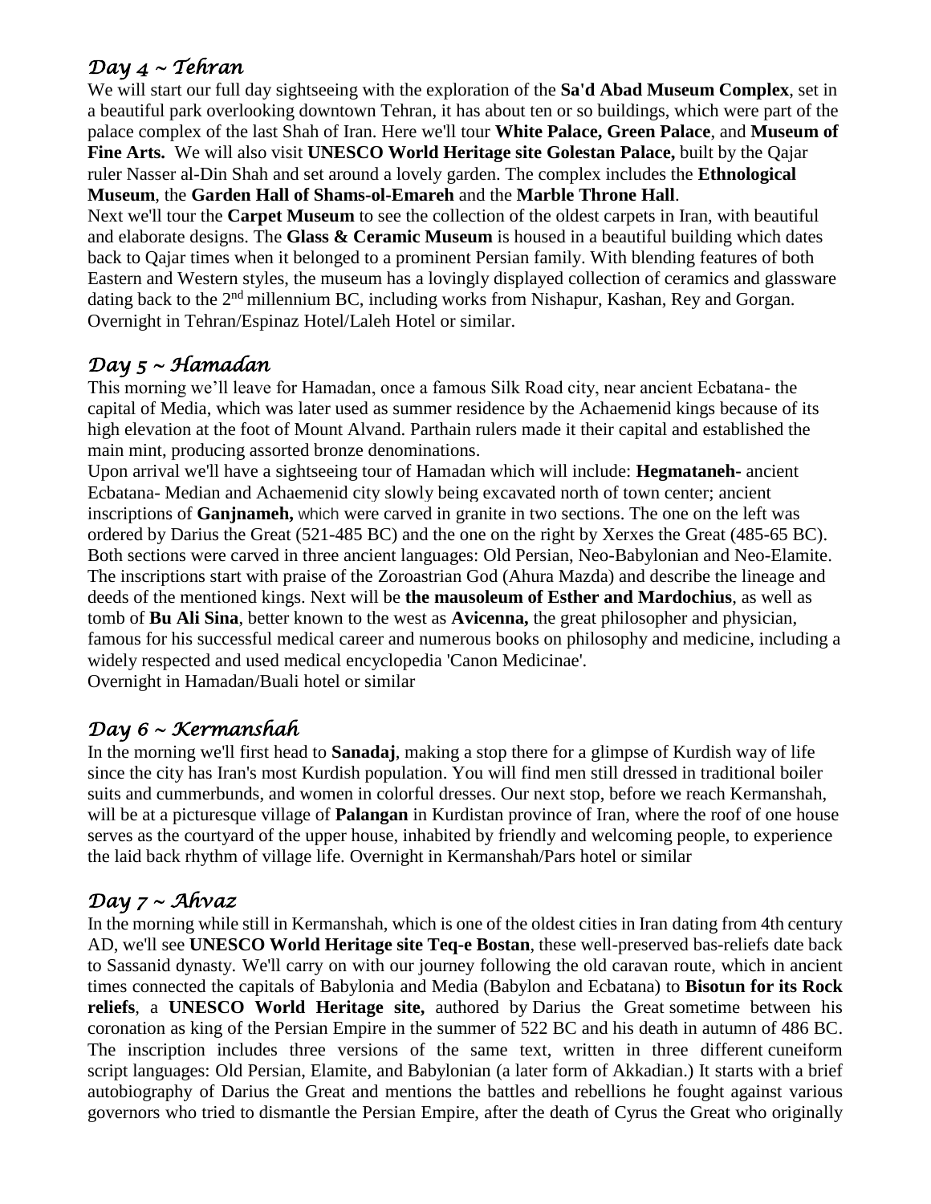## *Day 4 ~ Tehran*

We will start our full day sightseeing with the exploration of the **Sa'd Abad Museum Complex**, set in a beautiful park overlooking downtown Tehran, it has about ten or so buildings, which were part of the palace complex of the last Shah of Iran. Here we'll tour **White Palace, Green Palace**, and **Museum of Fine Arts.** We will also visit **UNESCO World Heritage site Golestan Palace,** built by the Qajar ruler Nasser al-Din Shah and set around a lovely garden. The complex includes the **Ethnological Museum**, the **Garden Hall of Shams-ol-Emareh** and the **Marble Throne Hall**.

Next we'll tour the **Carpet Museum** to see the collection of the oldest carpets in Iran, with beautiful and elaborate designs. The **Glass & Ceramic Museum** is housed in a beautiful building which dates back to Qajar times when it belonged to a prominent Persian family. With blending features of both Eastern and Western styles, the museum has a lovingly displayed collection of ceramics and glassware dating back to the 2nd millennium BC, including works from Nishapur, Kashan, Rey and Gorgan. Overnight in Tehran/Espinaz Hotel/Laleh Hotel or similar.

## *Day 5 ~ Hamadan*

This morning we'll leave for Hamadan, once a famous Silk Road city, near ancient Ecbatana- the capital of Media, which was later used as summer residence by the Achaemenid kings because of its high elevation at the foot of Mount Alvand. Parthain rulers made it their capital and established the main mint, producing assorted bronze denominations.

Upon arrival we'll have a sightseeing tour of Hamadan which will include: **Hegmataneh-** ancient Ecbatana- Median and Achaemenid city slowly being excavated north of town center; ancient inscriptions of **Ganjnameh,** which were carved in granite in two sections. The one on the left was ordered by Darius the Great (521-485 BC) and the one on the right by Xerxes the Great (485-65 BC). Both sections were carved in three ancient languages: Old Persian, Neo-Babylonian and Neo-Elamite. The inscriptions start with praise of the Zoroastrian God (Ahura Mazda) and describe the lineage and deeds of the mentioned kings. Next will be **the mausoleum of Esther and Mardochius**, as well as tomb of **Bu Ali Sina**, better known to the west as **Avicenna,** the great philosopher and physician, famous for his successful medical career and numerous books on philosophy and medicine, including a widely respected and used medical encyclopedia 'Canon Medicinae'.

Overnight in Hamadan/Buali hotel or similar

## *Day 6 ~ Kermanshah*

In the morning we'll first head to **Sanadaj**, making a stop there for a glimpse of Kurdish way of life since the city has Iran's most Kurdish population. You will find men still dressed in traditional boiler suits and cummerbunds, and women in colorful dresses. Our next stop, before we reach Kermanshah, will be at a picturesque village of **Palangan** in Kurdistan province of Iran, where the roof of one house serves as the courtyard of the upper house, inhabited by friendly and welcoming people, to experience the laid back rhythm of village life. Overnight in Kermanshah/Pars hotel or similar

## *Day 7 ~ Ahvaz*

In the morning while still in Kermanshah, which is one of the oldest cities in Iran dating from 4th century AD, we'll see **UNESCO World Heritage site Teq-e Bostan**, these well-preserved bas-reliefs date back to Sassanid dynasty. We'll carry on with our journey following the old caravan route, which in ancient times connected the capitals of Babylonia and Media (Babylon and Ecbatana) to **Bisotun for its Rock reliefs**, a **UNESCO World Heritage site,** authored by Darius the Great sometime between his coronation as king of the Persian Empire in the summer of 522 BC and his death in autumn of 486 BC. The inscription includes three versions of the same text, written in three different cuneiform script languages: Old Persian, Elamite, and Babylonian (a later form of Akkadian.) It starts with a brief autobiography of Darius the Great and mentions the battles and rebellions he fought against various governors who tried to dismantle the Persian Empire, after the death of Cyrus the Great who originally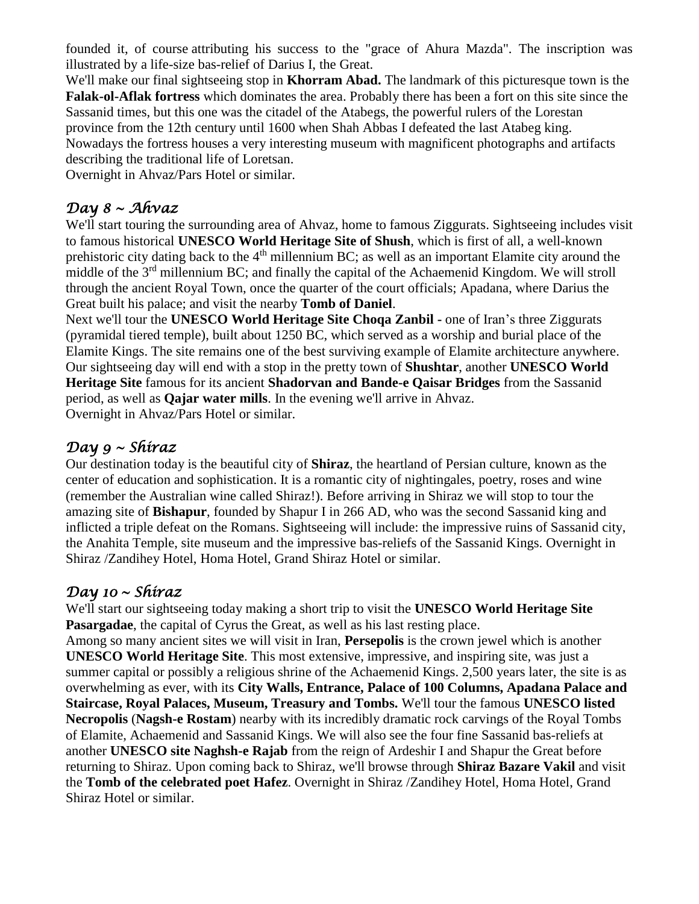founded it, of course attributing his success to the "grace of Ahura Mazda". The inscription was illustrated by a life-size bas-relief of Darius I, the Great.

We'll make our final sightseeing stop in **Khorram Abad.** The landmark of this picturesque town is the **Falak-ol-Aflak fortress** which dominates the area. Probably there has been a fort on this site since the Sassanid times, but this one was the citadel of the Atabegs, the powerful rulers of the Lorestan province from the 12th century until 1600 when Shah Abbas I defeated the last Atabeg king. Nowadays the fortress houses a very interesting museum with magnificent photographs and artifacts describing the traditional life of Loretsan.

Overnight in Ahvaz/Pars Hotel or similar.

## *Day 8 ~ Ahvaz*

We'll start touring the surrounding area of Ahvaz, home to famous Ziggurats. Sightseeing includes visit to famous historical **UNESCO World Heritage Site of Shush**, which is first of all, a well-known prehistoric city dating back to the 4th millennium BC; as well as an important Elamite city around the middle of the 3rd millennium BC; and finally the capital of the Achaemenid Kingdom. We will stroll through the ancient Royal Town, once the quarter of the court officials; Apadana, where Darius the Great built his palace; and visit the nearby **Tomb of Daniel**.

Next we'll tour the **UNESCO World Heritage Site Choqa Zanbil -** one of Iran's three Ziggurats (pyramidal tiered temple), built about 1250 BC, which served as a worship and burial place of the Elamite Kings. The site remains one of the best surviving example of Elamite architecture anywhere. Our sightseeing day will end with a stop in the pretty town of **Shushtar**, another **UNESCO World Heritage Site** famous for its ancient **Shadorvan and Bande-e Qaisar Bridges** from the Sassanid period, as well as **Qajar water mills**. In the evening we'll arrive in Ahvaz.

Overnight in Ahvaz/Pars Hotel or similar.

## *Day 9 ~ Shiraz*

Our destination today is the beautiful city of **Shiraz**, the heartland of Persian culture, known as the center of education and sophistication. It is a romantic city of nightingales, poetry, roses and wine (remember the Australian wine called Shiraz!). Before arriving in Shiraz we will stop to tour the amazing site of **Bishapur**, founded by Shapur I in 266 AD, who was the second Sassanid king and inflicted a triple defeat on the Romans. Sightseeing will include: the impressive ruins of Sassanid city, the Anahita Temple, site museum and the impressive bas-reliefs of the Sassanid Kings. Overnight in Shiraz /Zandihey Hotel, Homa Hotel, Grand Shiraz Hotel or similar.

## *Day 10 ~ Shiraz*

We'll start our sightseeing today making a short trip to visit the **UNESCO World Heritage Site Pasargadae**, the capital of Cyrus the Great, as well as his last resting place.

Among so many ancient sites we will visit in Iran, **Persepolis** is the crown jewel which is another **UNESCO World Heritage Site**. This most extensive, impressive, and inspiring site, was just a summer capital or possibly a religious shrine of the Achaemenid Kings. 2,500 years later, the site is as overwhelming as ever, with its **City Walls, Entrance, Palace of 100 Columns, Apadana Palace and Staircase, Royal Palaces, Museum, Treasury and Tombs.** We'll tour the famous **UNESCO listed Necropolis** (**Nagsh-e Rostam**) nearby with its incredibly dramatic rock carvings of the Royal Tombs of Elamite, Achaemenid and Sassanid Kings. We will also see the four fine Sassanid bas-reliefs at another **UNESCO site Naghsh-e Rajab** from the reign of Ardeshir I and Shapur the Great before returning to Shiraz. Upon coming back to Shiraz, we'll browse through **Shiraz Bazare Vakil** and visit the **Tomb of the celebrated poet Hafez**. Overnight in Shiraz /Zandihey Hotel, Homa Hotel, Grand Shiraz Hotel or similar.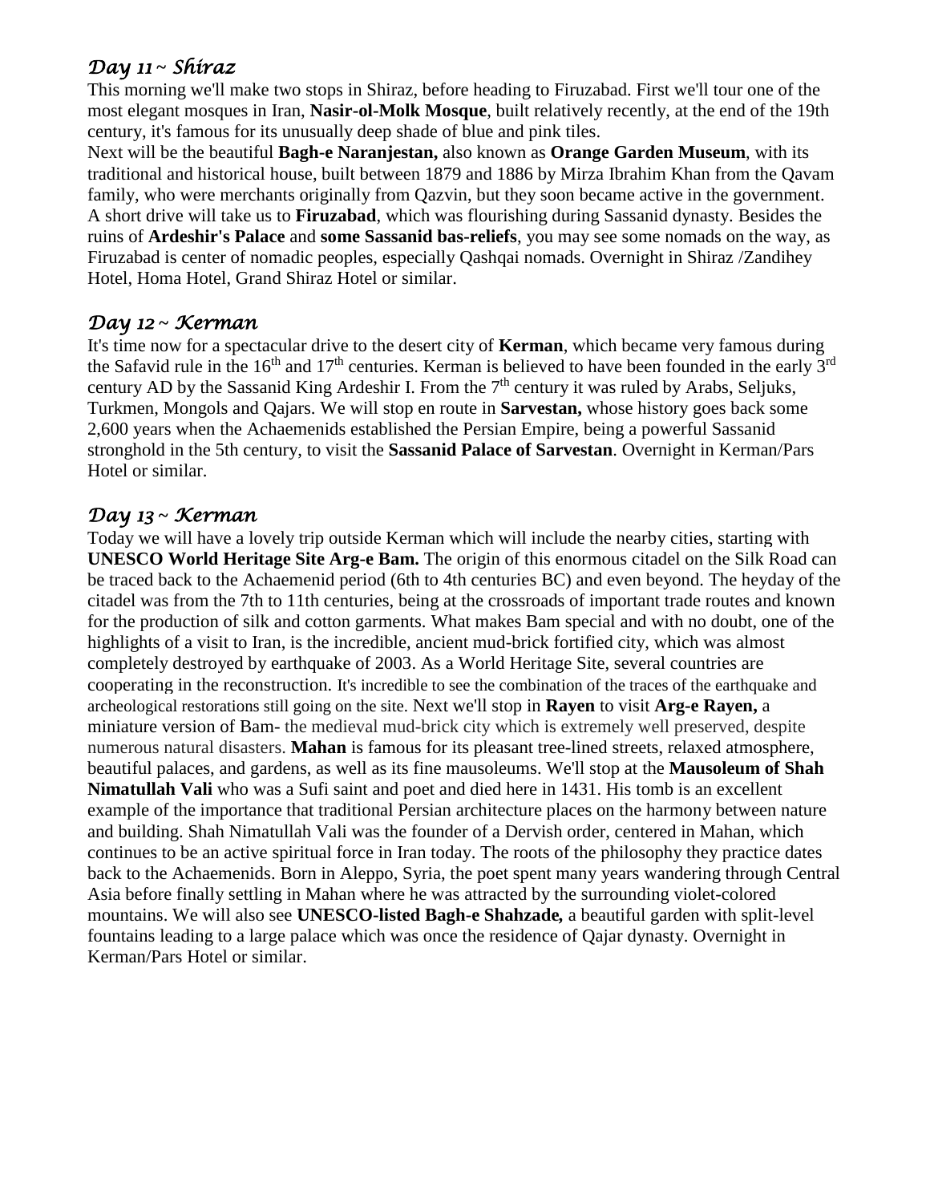## *Day 11 ~ Shiraz*

This morning we'll make two stops in Shiraz, before heading to Firuzabad. First we'll tour one of the most elegant mosques in Iran, **Nasir-ol-Molk Mosque**, built relatively recently, at the end of the 19th century, it's famous for its unusually deep shade of blue and pink tiles.

Next will be the beautiful **Bagh-e Naranjestan,** also known as **Orange Garden Museum**, with its traditional and historical house, built between 1879 and 1886 by Mirza Ibrahim Khan from the Qavam family, who were merchants originally from Qazvin, but they soon became active in the government. A short drive will take us to **Firuzabad**, which was flourishing during Sassanid dynasty. Besides the ruins of **Ardeshir's Palace** and **some Sassanid bas-reliefs**, you may see some nomads on the way, as Firuzabad is center of nomadic peoples, especially Qashqai nomads. Overnight in Shiraz /Zandihey Hotel, Homa Hotel, Grand Shiraz Hotel or similar.

## *Day 12 ~ Kerman*

It's time now for a spectacular drive to the desert city of **Kerman**, which became very famous during the Safavid rule in the 16th and 17th centuries. Kerman is believed to have been founded in the early 3rd century AD by the Sassanid King Ardeshir I. From the 7th century it was ruled by Arabs, Seljuks, Turkmen, Mongols and Qajars. We will stop en route in **Sarvestan,** whose history goes back some 2,600 years when the Achaemenids established the Persian Empire, being a powerful Sassanid stronghold in the 5th century, to visit the **Sassanid Palace of Sarvestan**. Overnight in Kerman/Pars Hotel or similar.

## *Day 13 ~ Kerman*

Today we will have a lovely trip outside Kerman which will include the nearby cities, starting with **UNESCO World Heritage Site Arg-e Bam.** The origin of this enormous citadel on the Silk Road can be traced back to the Achaemenid period (6th to 4th centuries BC) and even beyond. The heyday of the citadel was from the 7th to 11th centuries, being at the crossroads of important trade routes and known for the production of silk and cotton garments. What makes Bam special and with no doubt, one of the highlights of a visit to Iran, is the incredible, ancient mud-brick fortified city, which was almost completely destroyed by earthquake of 2003. As a World Heritage Site, several countries are cooperating in the reconstruction. It's incredible to see the combination of the traces of the earthquake and archeological restorations still going on the site. Next we'll stop in **Rayen** to visit **Arg-e Rayen,** a miniature version of Bam- the medieval mud-brick city which is extremely well preserved, despite numerous natural disasters. **Mahan** is famous for its pleasant tree-lined streets, relaxed atmosphere, beautiful palaces, and gardens, as well as its fine mausoleums. We'll stop at the **Mausoleum of Shah Nimatullah Vali** who was a Sufi saint and poet and died here in 1431. His tomb is an excellent example of the importance that traditional Persian architecture places on the harmony between nature and building. Shah Nimatullah Vali was the founder of a Dervish order, centered in Mahan, which continues to be an active spiritual force in Iran today. The roots of the philosophy they practice dates back to the Achaemenids. Born in Aleppo, Syria, the poet spent many years wandering through Central Asia before finally settling in Mahan where he was attracted by the surrounding violet-colored mountains. We will also see **UNESCO-listed Bagh-e Shahzade,** a beautiful garden with split-level fountains leading to a large palace which was once the residence of Qajar dynasty. Overnight in Kerman/Pars Hotel or similar.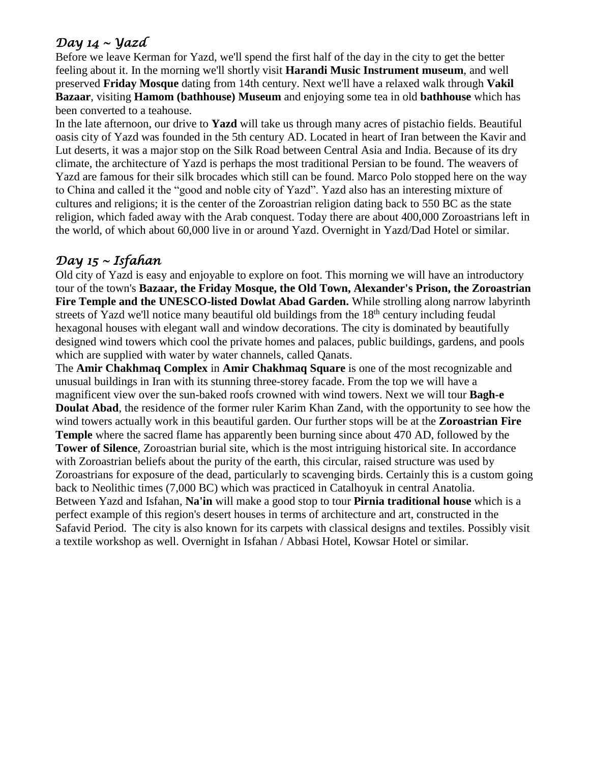## *Day 14 ~ Yazd*

Before we leave Kerman for Yazd, we'll spend the first half of the day in the city to get the better feeling about it. In the morning we'll shortly visit **Harandi Music Instrument museum**, and well preserved **Friday Mosque** dating from 14th century. Next we'll have a relaxed walk through **Vakil Bazaar**, visiting **Hamom (bathhouse) Museum** and enjoying some tea in old **bathhouse** which has been converted to a teahouse.

In the late afternoon, our drive to **Yazd** will take us through many acres of pistachio fields. Beautiful oasis city of Yazd was founded in the 5th century AD. Located in heart of Iran between the Kavir and Lut deserts, it was a major stop on the Silk Road between Central Asia and India. Because of its dry climate, the architecture of Yazd is perhaps the most traditional Persian to be found. The weavers of Yazd are famous for their silk brocades which still can be found. Marco Polo stopped here on the way to China and called it the "good and noble city of Yazd". Yazd also has an interesting mixture of cultures and religions; it is the center of the Zoroastrian religion dating back to 550 BC as the state religion, which faded away with the Arab conquest. Today there are about 400,000 Zoroastrians left in the world, of which about 60,000 live in or around Yazd. Overnight in Yazd/Dad Hotel or similar.

## *Day 15 ~ Isfahan*

Old city of Yazd is easy and enjoyable to explore on foot. This morning we will have an introductory tour of the town's **Bazaar, the Friday Mosque, the Old Town, Alexander's Prison, the Zoroastrian Fire Temple and the UNESCO-listed Dowlat Abad Garden.** While strolling along narrow labyrinth streets of Yazd we'll notice many beautiful old buildings from the 18th century including feudal hexagonal houses with elegant wall and window decorations. The city is dominated by beautifully designed wind towers which cool the private homes and palaces, public buildings, gardens, and pools which are supplied with water by water channels, called Qanats.

The **Amir Chakhmaq Complex** in **Amir Chakhmaq Square** is one of the most recognizable and unusual buildings in Iran with its stunning three-storey facade. From the top we will have a magnificent view over the sun-baked roofs crowned with wind towers. Next we will tour **Bagh-e Doulat Abad**, the residence of the former ruler Karim Khan Zand, with the opportunity to see how the wind towers actually work in this beautiful garden. Our further stops will be at the **Zoroastrian Fire Temple** where the sacred flame has apparently been burning since about 470 AD, followed by the **Tower of Silence**, Zoroastrian burial site, which is the most intriguing historical site. In accordance with Zoroastrian beliefs about the purity of the earth, this circular, raised structure was used by Zoroastrians for exposure of the dead, particularly to scavenging birds. Certainly this is a custom going back to Neolithic times (7,000 BC) which was practiced in Catalhoyuk in central Anatolia.

Between Yazd and Isfahan, **Na'in** will make a good stop to tour **Pirnia traditional house** which is a perfect example of this region's desert houses in terms of architecture and art, constructed in the Safavid Period. The city is also known for its carpets with classical designs and textiles. Possibly visit a textile workshop as well. Overnight in Isfahan / Abbasi Hotel, Kowsar Hotel or similar.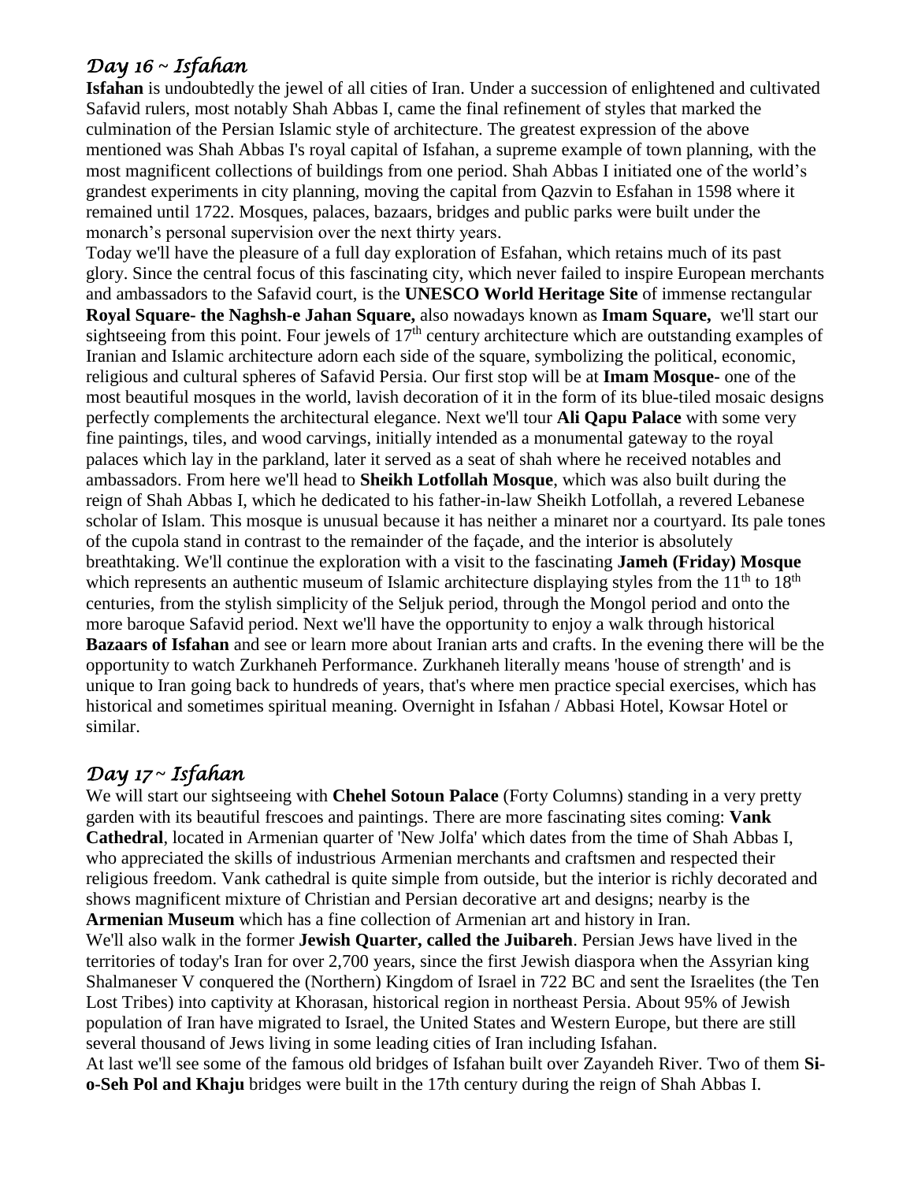## *Day 16 ~ Isfahan*

**Isfahan** is undoubtedly the jewel of all cities of Iran. Under a succession of enlightened and cultivated Safavid rulers, most notably Shah Abbas I, came the final refinement of styles that marked the culmination of the Persian Islamic style of architecture. The greatest expression of the above mentioned was Shah Abbas I's royal capital of Isfahan, a supreme example of town planning, with the most magnificent collections of buildings from one period. Shah Abbas I initiated one of the world's grandest experiments in city planning, moving the capital from Qazvin to Esfahan in 1598 where it remained until 1722. Mosques, palaces, bazaars, bridges and public parks were built under the monarch's personal supervision over the next thirty years.

Today we'll have the pleasure of a full day exploration of Esfahan, which retains much of its past glory. Since the central focus of this fascinating city, which never failed to inspire European merchants and ambassadors to the Safavid court, is the **UNESCO World Heritage Site** of immense rectangular **Royal Square- the Naghsh-e Jahan Square,** also nowadays known as **Imam Square,** we'll start our sightseeing from this point. Four jewels of 17th century architecture which are outstanding examples of Iranian and Islamic architecture adorn each side of the square, symbolizing the political, economic, religious and cultural spheres of Safavid Persia. Our first stop will be at **Imam Mosque-** one of the most beautiful mosques in the world, lavish decoration of it in the form of its blue-tiled mosaic designs perfectly complements the architectural elegance. Next we'll tour **Ali Qapu Palace** with some very fine paintings, tiles, and wood carvings, initially intended as a monumental gateway to the royal palaces which lay in the parkland, later it served as a seat of shah where he received notables and ambassadors. From here we'll head to **Sheikh Lotfollah Mosque**, which was also built during the reign of Shah Abbas I, which he dedicated to his father-in-law Sheikh Lotfollah, a revered Lebanese scholar of Islam. This mosque is unusual because it has neither a minaret nor a courtyard. Its pale tones of the cupola stand in contrast to the remainder of the façade, and the interior is absolutely breathtaking. We'll continue the exploration with a visit to the fascinating **Jameh (Friday) Mosque** which represents an authentic museum of Islamic architecture displaying styles from the 11th to 18th centuries, from the stylish simplicity of the Seljuk period, through the Mongol period and onto the more baroque Safavid period. Next we'll have the opportunity to enjoy a walk through historical **Bazaars of Isfahan** and see or learn more about Iranian arts and crafts. In the evening there will be the opportunity to watch Zurkhaneh Performance. Zurkhaneh literally means 'house of strength' and is unique to Iran going back to hundreds of years, that's where men practice special exercises, which has historical and sometimes spiritual meaning. Overnight in Isfahan / Abbasi Hotel, Kowsar Hotel or similar.

## *Day 17 ~ Isfahan*

We will start our sightseeing with **Chehel Sotoun Palace** (Forty Columns) standing in a very pretty garden with its beautiful frescoes and paintings. There are more fascinating sites coming: **Vank Cathedral**, located in Armenian quarter of 'New Jolfa' which dates from the time of Shah Abbas I, who appreciated the skills of industrious Armenian merchants and craftsmen and respected their religious freedom. Vank cathedral is quite simple from outside, but the interior is richly decorated and shows magnificent mixture of Christian and Persian decorative art and designs; nearby is the **Armenian Museum** which has a fine collection of Armenian art and history in Iran.

We'll also walk in the former **Jewish Quarter, called the Juibareh**. Persian Jews have lived in the territories of today's Iran for over 2,700 years, since the first Jewish diaspora when the Assyrian king Shalmaneser V conquered the (Northern) Kingdom of Israel in 722 BC and sent the Israelites (the Ten Lost Tribes) into captivity at Khorasan, historical region in northeast Persia. About 95% of Jewish population of Iran have migrated to Israel, the United States and Western Europe, but there are still several thousand of Jews living in some leading cities of Iran including Isfahan.

At last we'll see some of the famous old bridges of Isfahan built over Zayandeh River. Two of them **Si-o-Seh Pol and Khaju** bridges were built in the 17th century during the reign of Shah Abbas I.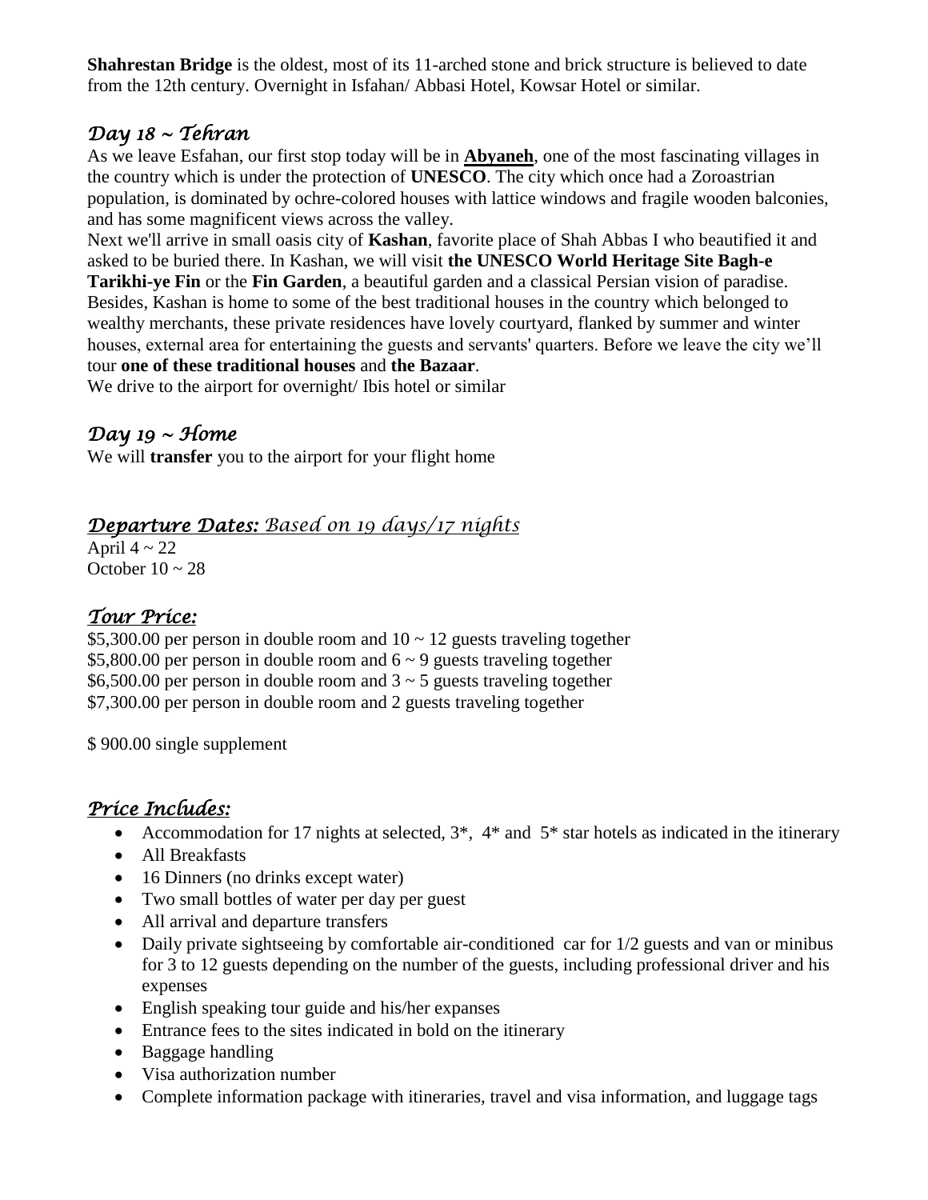**Shahrestan Bridge** is the oldest, most of its 11-arched stone and brick structure is believed to date from the 12th century. Overnight in Isfahan/ Abbasi Hotel, Kowsar Hotel or similar.

## *Day 18 ~ Tehran*

As we leave Esfahan, our first stop today will be in **Abyaneh**, one of the most fascinating villages in the country which is under the protection of **UNESCO**. The city which once had a Zoroastrian population, is dominated by ochre-colored houses with lattice windows and fragile wooden balconies, and has some magnificent views across the valley.

Next we'll arrive in small oasis city of **Kashan**, favorite place of Shah Abbas I who beautified it and asked to be buried there. In Kashan, we will visit **the UNESCO World Heritage Site Bagh-e Tarikhi-ye Fin** or the **Fin Garden**, a beautiful garden and a classical Persian vision of paradise. Besides, Kashan is home to some of the best traditional houses in the country which belonged to wealthy merchants, these private residences have lovely courtyard, flanked by summer and winter houses, external area for entertaining the guests and servants' quarters. Before we leave the city we'll tour **one of these traditional houses** and **the Bazaar**.

We drive to the airport for overnight/ Ibis hotel or similar

## *Day 19 ~ Home*

We will **transfer** you to the airport for your flight home

## *Departure Dates: Based on 19 days/17 nights*

April 4 ~ 22
October 10 ~ 28

## *Tour Price:*

$5,300.00 per person in double room and 10 ~ 12 guests traveling together
$5,800.00 per person in double room and 6 ~ 9 guests traveling together
$6,500.00 per person in double room and 3 ~ 5 guests traveling together
$7,300.00 per person in double room and 2 guests traveling together

$ 900.00 single supplement

## *Price Includes:*

- Accommodation for 17 nights at selected, 3*, 4* and 5* star hotels as indicated in the itinerary
- All Breakfasts
- 16 Dinners (no drinks except water)
- Two small bottles of water per day per guest
- All arrival and departure transfers
- Daily private sightseeing by comfortable air-conditioned car for 1/2 guests and van or minibus for 3 to 12 guests depending on the number of the guests, including professional driver and his expenses
- English speaking tour guide and his/her expanses
- Entrance fees to the sites indicated in bold on the itinerary
- Baggage handling
- Visa authorization number
- Complete information package with itineraries, travel and visa information, and luggage tags